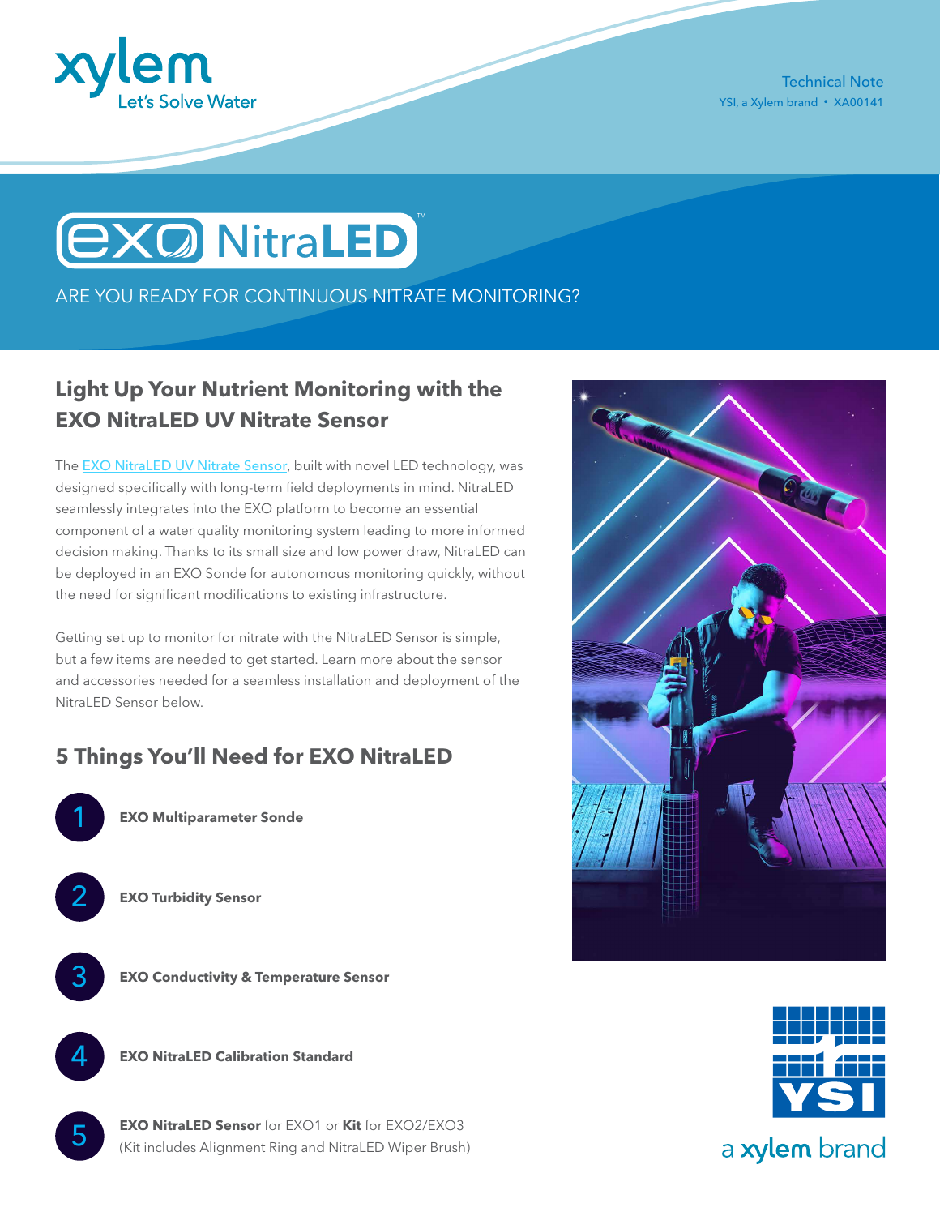xylem
Let's Solve Water

Technical Note
YSI, a Xylem brand • XA00141

# EXO NitraLED™

ARE YOU READY FOR CONTINUOUS NITRATE MONITORING?

## Light Up Your Nutrient Monitoring with the EXO NitraLED UV Nitrate Sensor

The EXO NitraLED UV Nitrate Sensor, built with novel LED technology, was designed specifically with long-term field deployments in mind. NitraLED seamlessly integrates into the EXO platform to become an essential component of a water quality monitoring system leading to more informed decision making. Thanks to its small size and low power draw, NitraLED can be deployed in an EXO Sonde for autonomous monitoring quickly, without the need for significant modifications to existing infrastructure.

Getting set up to monitor for nitrate with the NitraLED Sensor is simple, but a few items are needed to get started. Learn more about the sensor and accessories needed for a seamless installation and deployment of the NitraLED Sensor below.

## 5 Things You'll Need for EXO NitraLED

1. **EXO Multiparameter Sonde**
2. **EXO Turbidity Sensor**
3. **EXO Conductivity & Temperature Sensor**
4. **EXO NitraLED Calibration Standard**
5. **EXO NitraLED Sensor** for EXO1 or **Kit** for EXO2/EXO3 (Kit includes Alignment Ring and NitraLED Wiper Brush)

YSI
a xylem brand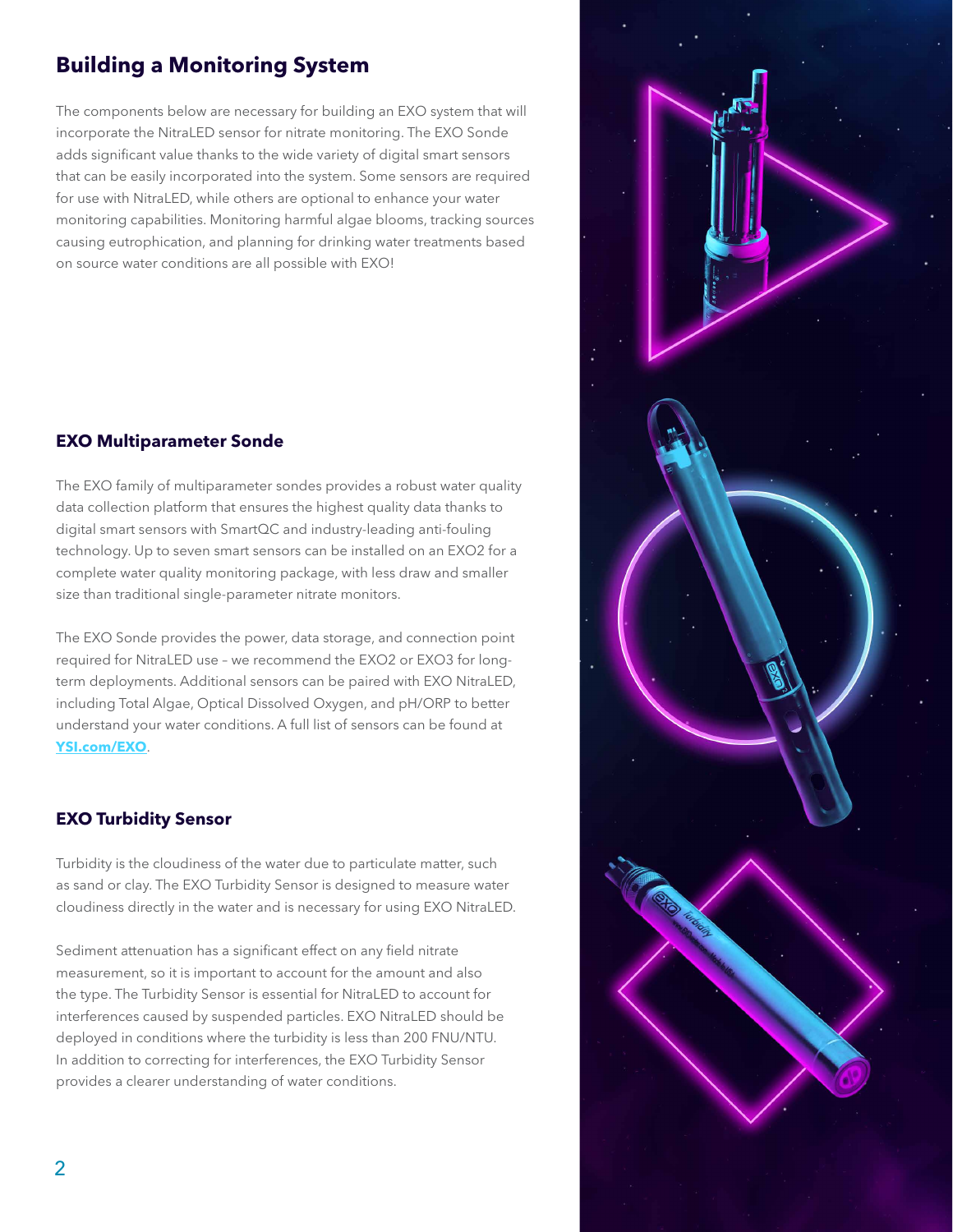## Building a Monitoring System

The components below are necessary for building an EXO system that will incorporate the NitraLED sensor for nitrate monitoring. The EXO Sonde adds significant value thanks to the wide variety of digital smart sensors that can be easily incorporated into the system. Some sensors are required for use with NitraLED, while others are optional to enhance your water monitoring capabilities. Monitoring harmful algae blooms, tracking sources causing eutrophication, and planning for drinking water treatments based on source water conditions are all possible with EXO!

### EXO Multiparameter Sonde

The EXO family of multiparameter sondes provides a robust water quality data collection platform that ensures the highest quality data thanks to digital smart sensors with SmartQC and industry-leading anti-fouling technology. Up to seven smart sensors can be installed on an EXO2 for a complete water quality monitoring package, with less draw and smaller size than traditional single-parameter nitrate monitors.

The EXO Sonde provides the power, data storage, and connection point required for NitraLED use – we recommend the EXO2 or EXO3 for long-term deployments. Additional sensors can be paired with EXO NitraLED, including Total Algae, Optical Dissolved Oxygen, and pH/ORP to better understand your water conditions. A full list of sensors can be found at **YSI.com/EXO**.

### EXO Turbidity Sensor

Turbidity is the cloudiness of the water due to particulate matter, such as sand or clay. The EXO Turbidity Sensor is designed to measure water cloudiness directly in the water and is necessary for using EXO NitraLED.

Sediment attenuation has a significant effect on any field nitrate measurement, so it is important to account for the amount and also the type. The Turbidity Sensor is essential for NitraLED to account for interferences caused by suspended particles. EXO NitraLED should be deployed in conditions where the turbidity is less than 200 FNU/NTU. In addition to correcting for interferences, the EXO Turbidity Sensor provides a clearer understanding of water conditions.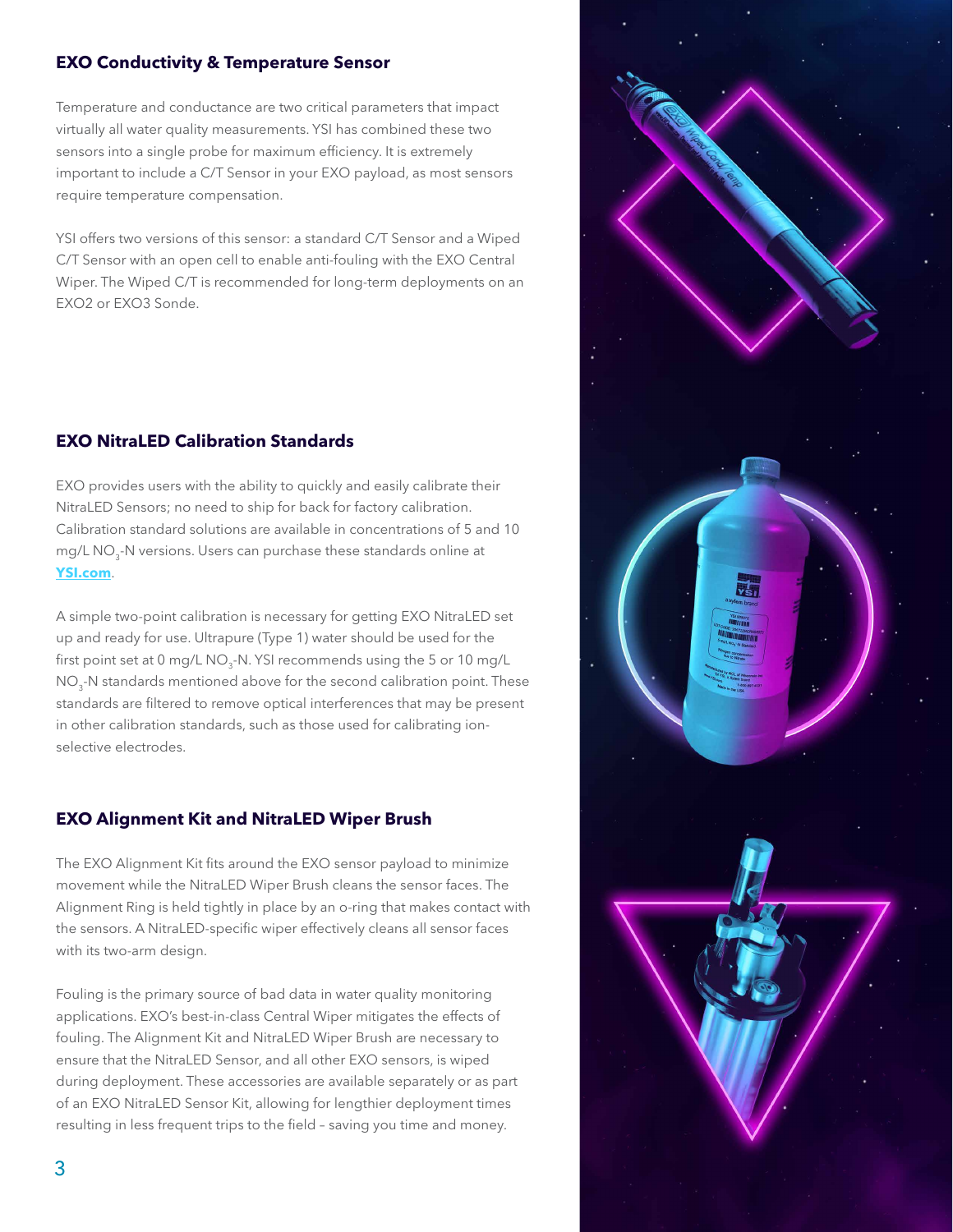## EXO Conductivity & Temperature Sensor

Temperature and conductance are two critical parameters that impact virtually all water quality measurements. YSI has combined these two sensors into a single probe for maximum efficiency. It is extremely important to include a C/T Sensor in your EXO payload, as most sensors require temperature compensation.

YSI offers two versions of this sensor: a standard C/T Sensor and a Wiped C/T Sensor with an open cell to enable anti-fouling with the EXO Central Wiper. The Wiped C/T is recommended for long-term deployments on an EXO2 or EXO3 Sonde.

## EXO NitraLED Calibration Standards

EXO provides users with the ability to quickly and easily calibrate their NitraLED Sensors; no need to ship for back for factory calibration. Calibration standard solutions are available in concentrations of 5 and 10 mg/L $NO_3$-N versions. Users can purchase these standards online at **YSI.com**.

A simple two-point calibration is necessary for getting EXO NitraLED set up and ready for use. Ultrapure (Type 1) water should be used for the first point set at 0 mg/L $NO_3$-N. YSI recommends using the 5 or 10 mg/L $NO_3$-N standards mentioned above for the second calibration point. These standards are filtered to remove optical interferences that may be present in other calibration standards, such as those used for calibrating ion-selective electrodes.

## EXO Alignment Kit and NitraLED Wiper Brush

The EXO Alignment Kit fits around the EXO sensor payload to minimize movement while the NitraLED Wiper Brush cleans the sensor faces. The Alignment Ring is held tightly in place by an o-ring that makes contact with the sensors. A NitraLED-specific wiper effectively cleans all sensor faces with its two-arm design.

Fouling is the primary source of bad data in water quality monitoring applications. EXO's best-in-class Central Wiper mitigates the effects of fouling. The Alignment Kit and NitraLED Wiper Brush are necessary to ensure that the NitraLED Sensor, and all other EXO sensors, is wiped during deployment. These accessories are available separately or as part of an EXO NitraLED Sensor Kit, allowing for lengthier deployment times resulting in less frequent trips to the field – saving you time and money.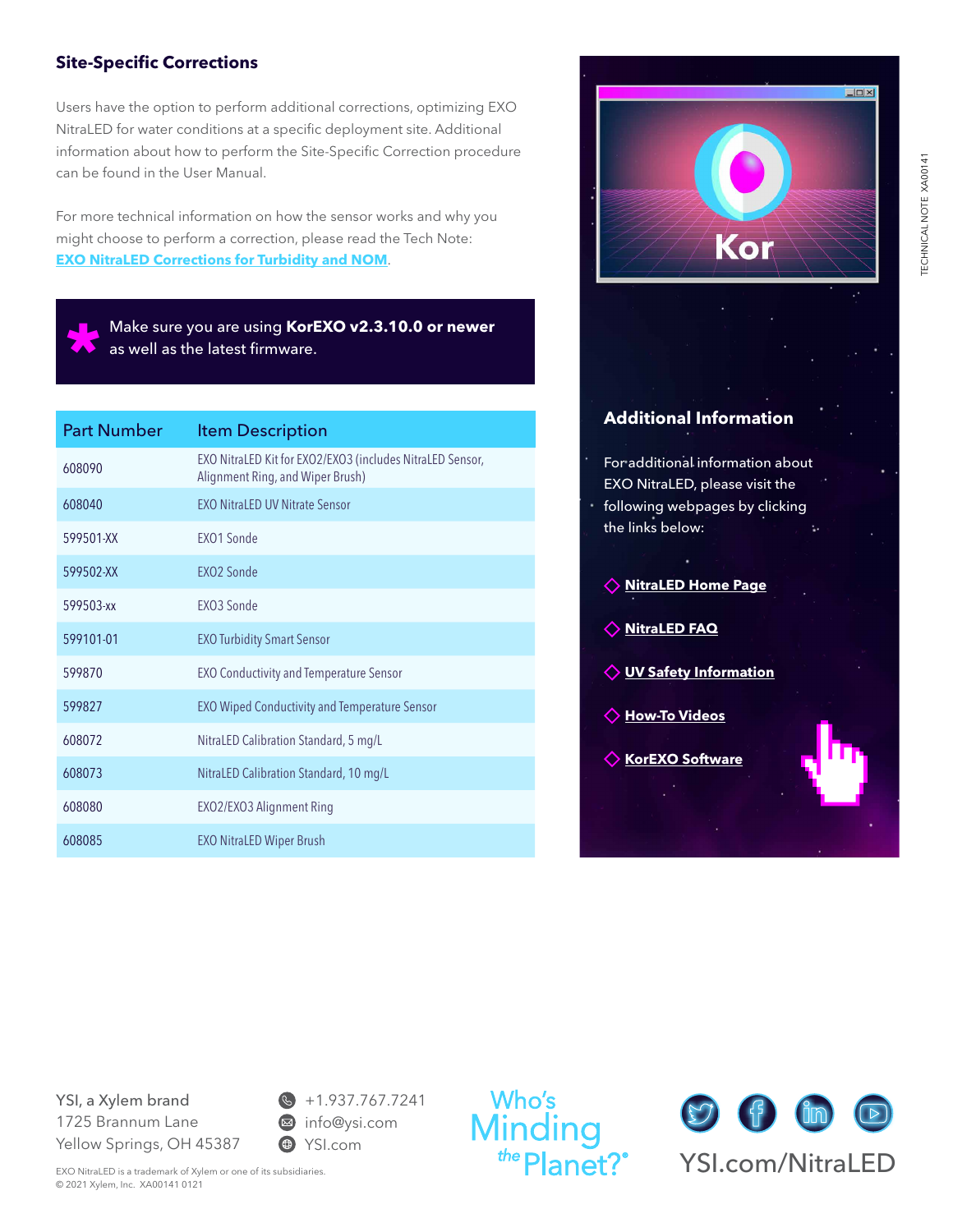## Site-Specific Corrections

Users have the option to perform additional corrections, optimizing EXO NitraLED for water conditions at a specific deployment site. Additional information about how to perform the Site-Specific Correction procedure can be found in the User Manual.

For more technical information on how the sensor works and why you might choose to perform a correction, please read the Tech Note: **EXO NitraLED Corrections for Turbidity and NOM**.

* Make sure you are using **KorEXO v2.3.10.0 or newer** as well as the latest firmware.

| Part Number | Item Description |
| --- | --- |
| 608090 | EXO NitraLED Kit for EXO2/EXO3 (includes NitraLED Sensor, Alignment Ring, and Wiper Brush) |
| 608040 | EXO NitraLED UV Nitrate Sensor |
| 599501-XX | EXO1 Sonde |
| 599502-XX | EXO2 Sonde |
| 599503-xx | EXO3 Sonde |
| 599101-01 | EXO Turbidity Smart Sensor |
| 599870 | EXO Conductivity and Temperature Sensor |
| 599827 | EXO Wiped Conductivity and Temperature Sensor |
| 608072 | NitraLED Calibration Standard, 5 mg/L |
| 608073 | NitraLED Calibration Standard, 10 mg/L |
| 608080 | EXO2/EXO3 Alignment Ring |
| 608085 | EXO NitraLED Wiper Brush |

Kor

### Additional Information

For additional information about EXO NitraLED, please visit the following webpages by clicking the links below:

- **NitraLED Home Page**
- **NitraLED FAQ**
- **UV Safety Information**
- **How-To Videos**
- **KorEXO Software**

YSI, a Xylem brand
1725 Brannum Lane
Yellow Springs, OH 45387

+1.937.767.7241
info@ysi.com
YSI.com

Who's Minding the Planet?®

YSI.com/NitraLED

EXO NitraLED is a trademark of Xylem or one of its subsidiaries.
© 2021 Xylem, Inc. XA00141 0121